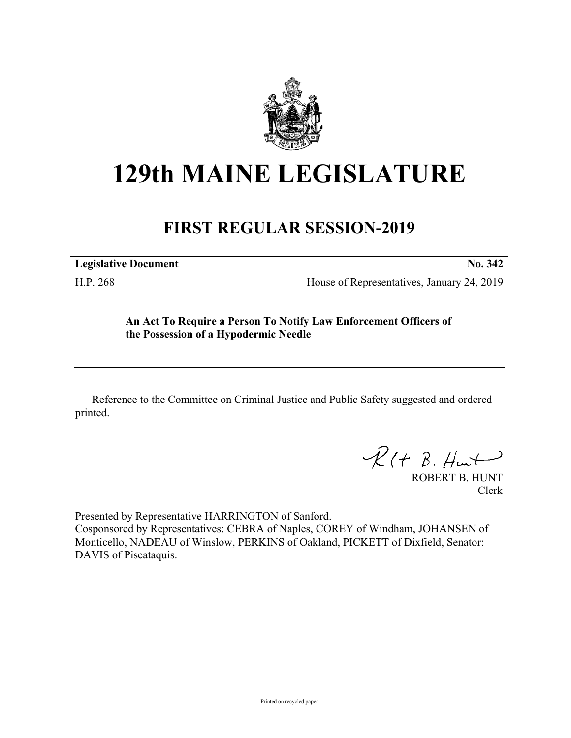# 129th MAINE LEGISLATURE

## FIRST REGULAR SESSION-2019

| **Legislative Document** | **No. 342** |
|---|---|
| H.P. 268 | House of Representatives, January 24, 2019 |

**An Act To Require a Person To Notify Law Enforcement Officers of the Possession of a Hypodermic Needle**

Reference to the Committee on Criminal Justice and Public Safety suggested and ordered printed.

ROBERT B. HUNT
Clerk

Presented by Representative HARRINGTON of Sanford.
Cosponsored by Representatives: CEBRA of Naples, COREY of Windham, JOHANSEN of Monticello, NADEAU of Winslow, PERKINS of Oakland, PICKETT of Dixfield, Senator: DAVIS of Piscataquis.

Printed on recycled paper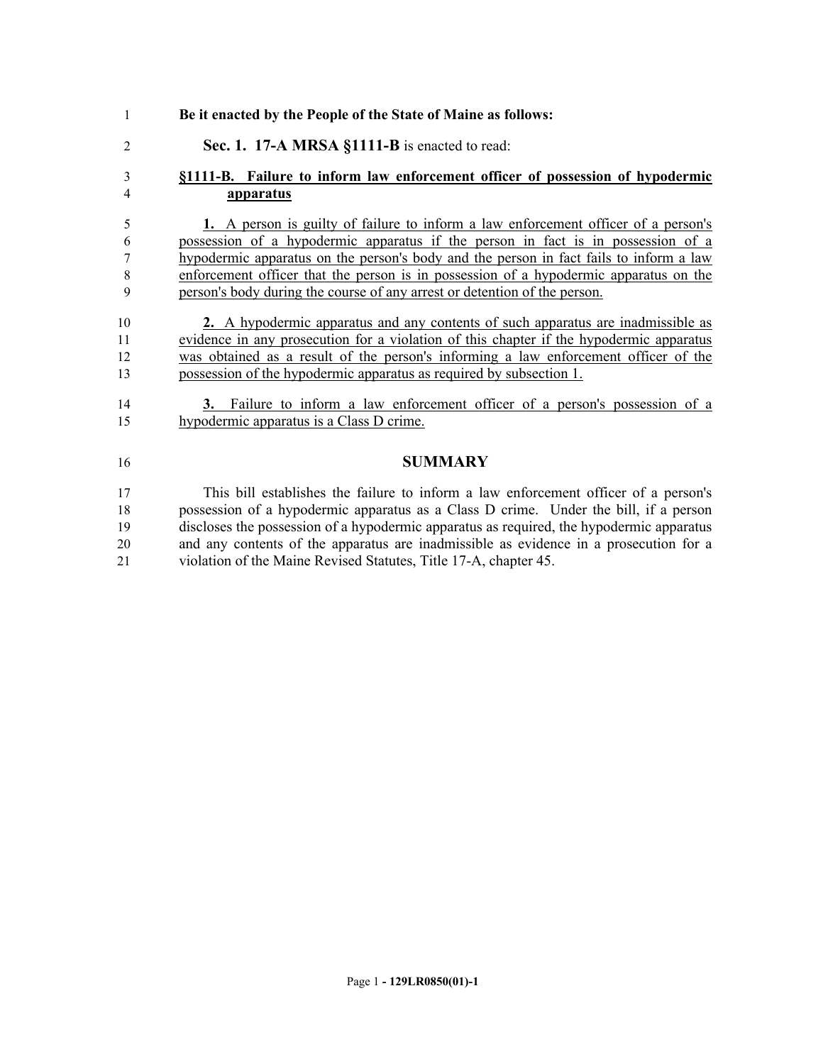**Be it enacted by the People of the State of Maine as follows:**

**Sec. 1. 17-A MRSA §1111-B** is enacted to read:

**§1111-B. Failure to inform law enforcement officer of possession of hypodermic apparatus**

**1.** A person is guilty of failure to inform a law enforcement officer of a person's possession of a hypodermic apparatus if the person in fact is in possession of a hypodermic apparatus on the person's body and the person in fact fails to inform a law enforcement officer that the person is in possession of a hypodermic apparatus on the person's body during the course of any arrest or detention of the person.

**2.** A hypodermic apparatus and any contents of such apparatus are inadmissible as evidence in any prosecution for a violation of this chapter if the hypodermic apparatus was obtained as a result of the person's informing a law enforcement officer of the possession of the hypodermic apparatus as required by subsection 1.

**3.** Failure to inform a law enforcement officer of a person's possession of a hypodermic apparatus is a Class D crime.

## SUMMARY

This bill establishes the failure to inform a law enforcement officer of a person's possession of a hypodermic apparatus as a Class D crime. Under the bill, if a person discloses the possession of a hypodermic apparatus as required, the hypodermic apparatus and any contents of the apparatus are inadmissible as evidence in a prosecution for a violation of the Maine Revised Statutes, Title 17-A, chapter 45.